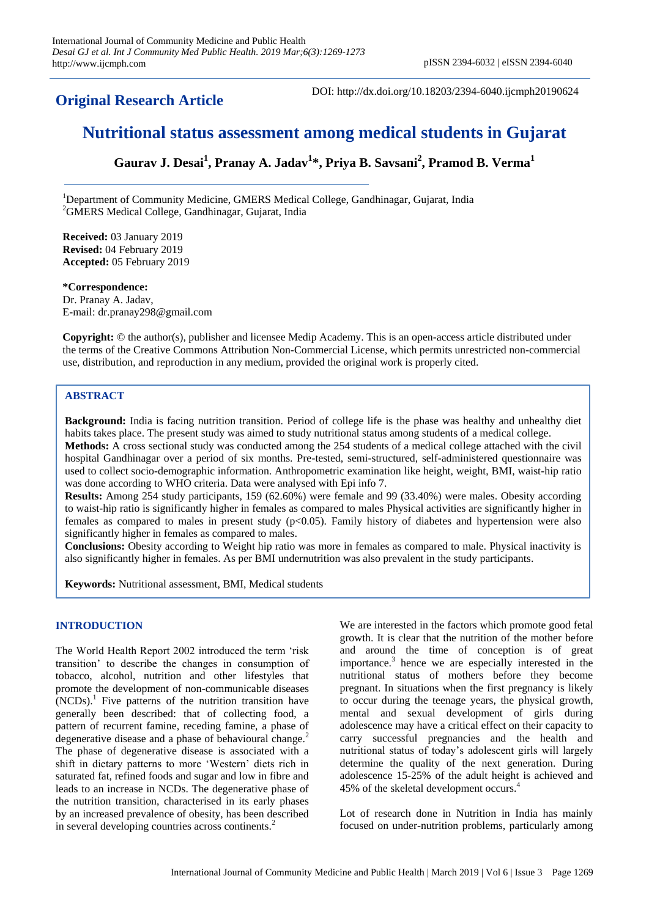**Original Research Article**

DOI: http://dx.doi.org/10.18203/2394-6040.ijcmph20190624

# Nutritional status assessment among medical students in Gujarat

**Gaurav J. Desai[1], Pranay A. Jadav[1]*, Priya B. Savsani[2], Pramod B. Verma[1]**

[1]Department of Community Medicine, GMERS Medical College, Gandhinagar, Gujarat, India
[2]GMERS Medical College, Gandhinagar, Gujarat, India

**Received:** 03 January 2019
**Revised:** 04 February 2019
**Accepted:** 05 February 2019

***Correspondence:**
Dr. Pranay A. Jadav,
E-mail: dr.pranay298@gmail.com

**Copyright:** © the author(s), publisher and licensee Medip Academy. This is an open-access article distributed under the terms of the Creative Commons Attribution Non-Commercial License, which permits unrestricted non-commercial use, distribution, and reproduction in any medium, provided the original work is properly cited.

## ABSTRACT

**Background:** India is facing nutrition transition. Period of college life is the phase was healthy and unhealthy diet habits takes place. The present study was aimed to study nutritional status among students of a medical college.

**Methods:** A cross sectional study was conducted among the 254 students of a medical college attached with the civil hospital Gandhinagar over a period of six months. Pre-tested, semi-structured, self-administered questionnaire was used to collect socio-demographic information. Anthropometric examination like height, weight, BMI, waist-hip ratio was done according to WHO criteria. Data were analysed with Epi info 7.

**Results:** Among 254 study participants, 159 (62.60%) were female and 99 (33.40%) were males. Obesity according to waist-hip ratio is significantly higher in females as compared to males Physical activities are significantly higher in females as compared to males in present study ($p<0.05$). Family history of diabetes and hypertension were also significantly higher in females as compared to males.

**Conclusions:** Obesity according to Weight hip ratio was more in females as compared to male. Physical inactivity is also significantly higher in females. As per BMI undernutrition was also prevalent in the study participants.

**Keywords:** Nutritional assessment, BMI, Medical students

## INTRODUCTION

The World Health Report 2002 introduced the term 'risk transition' to describe the changes in consumption of tobacco, alcohol, nutrition and other lifestyles that promote the development of non-communicable diseases (NCDs).[1] Five patterns of the nutrition transition have generally been described: that of collecting food, a pattern of recurrent famine, receding famine, a phase of degenerative disease and a phase of behavioural change.[2] The phase of degenerative disease is associated with a shift in dietary patterns to more 'Western' diets rich in saturated fat, refined foods and sugar and low in fibre and leads to an increase in NCDs. The degenerative phase of the nutrition transition, characterised in its early phases by an increased prevalence of obesity, has been described in several developing countries across continents.[2]

We are interested in the factors which promote good fetal growth. It is clear that the nutrition of the mother before and around the time of conception is of great importance.[3] hence we are especially interested in the nutritional status of mothers before they become pregnant. In situations when the first pregnancy is likely to occur during the teenage years, the physical growth, mental and sexual development of girls during adolescence may have a critical effect on their capacity to carry successful pregnancies and the health and nutritional status of today's adolescent girls will largely determine the quality of the next generation. During adolescence 15-25% of the adult height is achieved and 45% of the skeletal development occurs.[4]

Lot of research done in Nutrition in India has mainly focused on under-nutrition problems, particularly among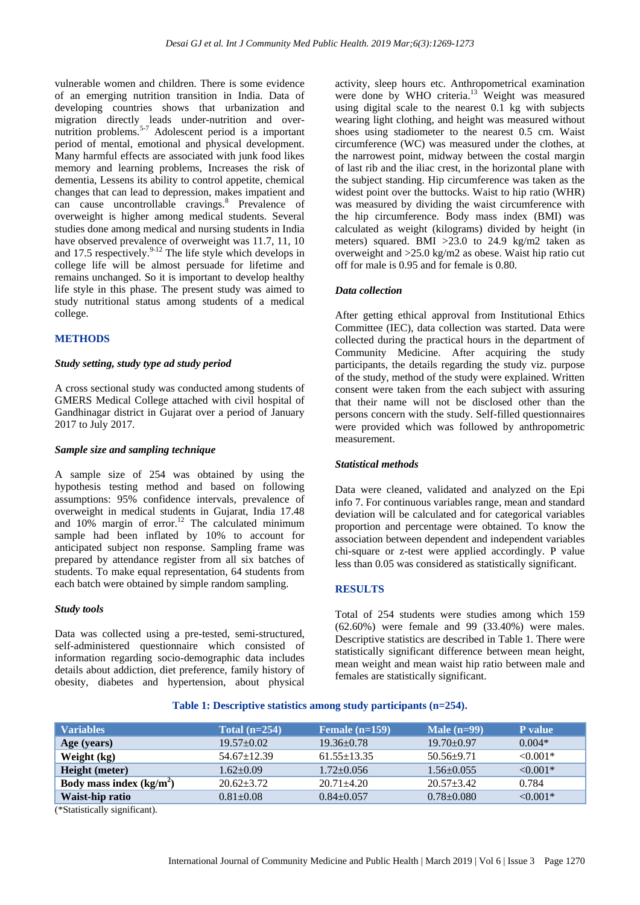vulnerable women and children. There is some evidence of an emerging nutrition transition in India. Data of developing countries shows that urbanization and migration directly leads under-nutrition and over-nutrition problems.[5-7] Adolescent period is a important period of mental, emotional and physical development. Many harmful effects are associated with junk food likes memory and learning problems, Increases the risk of dementia, Lessens its ability to control appetite, chemical changes that can lead to depression, makes impatient and can cause uncontrollable cravings.[8] Prevalence of overweight is higher among medical students. Several studies done among medical and nursing students in India have observed prevalence of overweight was 11.7, 11, 10 and 17.5 respectively.[9-12] The life style which develops in college life will be almost persuade for lifetime and remains unchanged. So it is important to develop healthy life style in this phase. The present study was aimed to study nutritional status among students of a medical college.

## METHODS

### *Study setting, study type ad study period*

A cross sectional study was conducted among students of GMERS Medical College attached with civil hospital of Gandhinagar district in Gujarat over a period of January 2017 to July 2017.

### *Sample size and sampling technique*

A sample size of 254 was obtained by using the hypothesis testing method and based on following assumptions: 95% confidence intervals, prevalence of overweight in medical students in Gujarat, India 17.48 and 10% margin of error.[12] The calculated minimum sample had been inflated by 10% to account for anticipated subject non response. Sampling frame was prepared by attendance register from all six batches of students. To make equal representation, 64 students from each batch were obtained by simple random sampling.

### *Study tools*

Data was collected using a pre-tested, semi-structured, self-administered questionnaire which consisted of information regarding socio-demographic data includes details about addiction, diet preference, family history of obesity, diabetes and hypertension, about physical activity, sleep hours etc. Anthropometrical examination were done by WHO criteria.[13] Weight was measured using digital scale to the nearest 0.1 kg with subjects wearing light clothing, and height was measured without shoes using stadiometer to the nearest 0.5 cm. Waist circumference (WC) was measured under the clothes, at the narrowest point, midway between the costal margin of last rib and the iliac crest, in the horizontal plane with the subject standing. Hip circumference was taken as the widest point over the buttocks. Waist to hip ratio (WHR) was measured by dividing the waist circumference with the hip circumference. Body mass index (BMI) was calculated as weight (kilograms) divided by height (in meters) squared. BMI >23.0 to 24.9 kg/m2 taken as overweight and >25.0 kg/m2 as obese. Waist hip ratio cut off for male is 0.95 and for female is 0.80.

### *Data collection*

After getting ethical approval from Institutional Ethics Committee (IEC), data collection was started. Data were collected during the practical hours in the department of Community Medicine. After acquiring the study participants, the details regarding the study viz. purpose of the study, method of the study were explained. Written consent were taken from the each subject with assuring that their name will not be disclosed other than the persons concern with the study. Self-filled questionnaires were provided which was followed by anthropometric measurement.

### *Statistical methods*

Data were cleaned, validated and analyzed on the Epi info 7. For continuous variables range, mean and standard deviation will be calculated and for categorical variables proportion and percentage were obtained. To know the association between dependent and independent variables chi-square or z-test were applied accordingly. P value less than 0.05 was considered as statistically significant.

## RESULTS

Total of 254 students were studies among which 159 (62.60%) were female and 99 (33.40%) were males. Descriptive statistics are described in Table 1. There were statistically significant difference between mean height, mean weight and mean waist hip ratio between male and females are statistically significant.

**Table 1: Descriptive statistics among study participants (n=254).**

| Variables | Total (n=254) | Female (n=159) | Male (n=99) | P value |
|---|---|---|---|---|
| **Age (years)** | 19.57±0.02 | 19.36±0.78 | 19.70±0.97 | 0.004* |
| **Weight (kg)** | 54.67±12.39 | 61.55±13.35 | 50.56±9.71 | <0.001* |
| **Height (meter)** | 1.62±0.09 | 1.72±0.056 | 1.56±0.055 | <0.001* |
| **Body mass index (kg/m$^2$)** | 20.62±3.72 | 20.71±4.20 | 20.57±3.42 | 0.784 |
| **Waist-hip ratio** | 0.81±0.08 | 0.84±0.057 | 0.78±0.080 | <0.001* |

(*Statistically significant).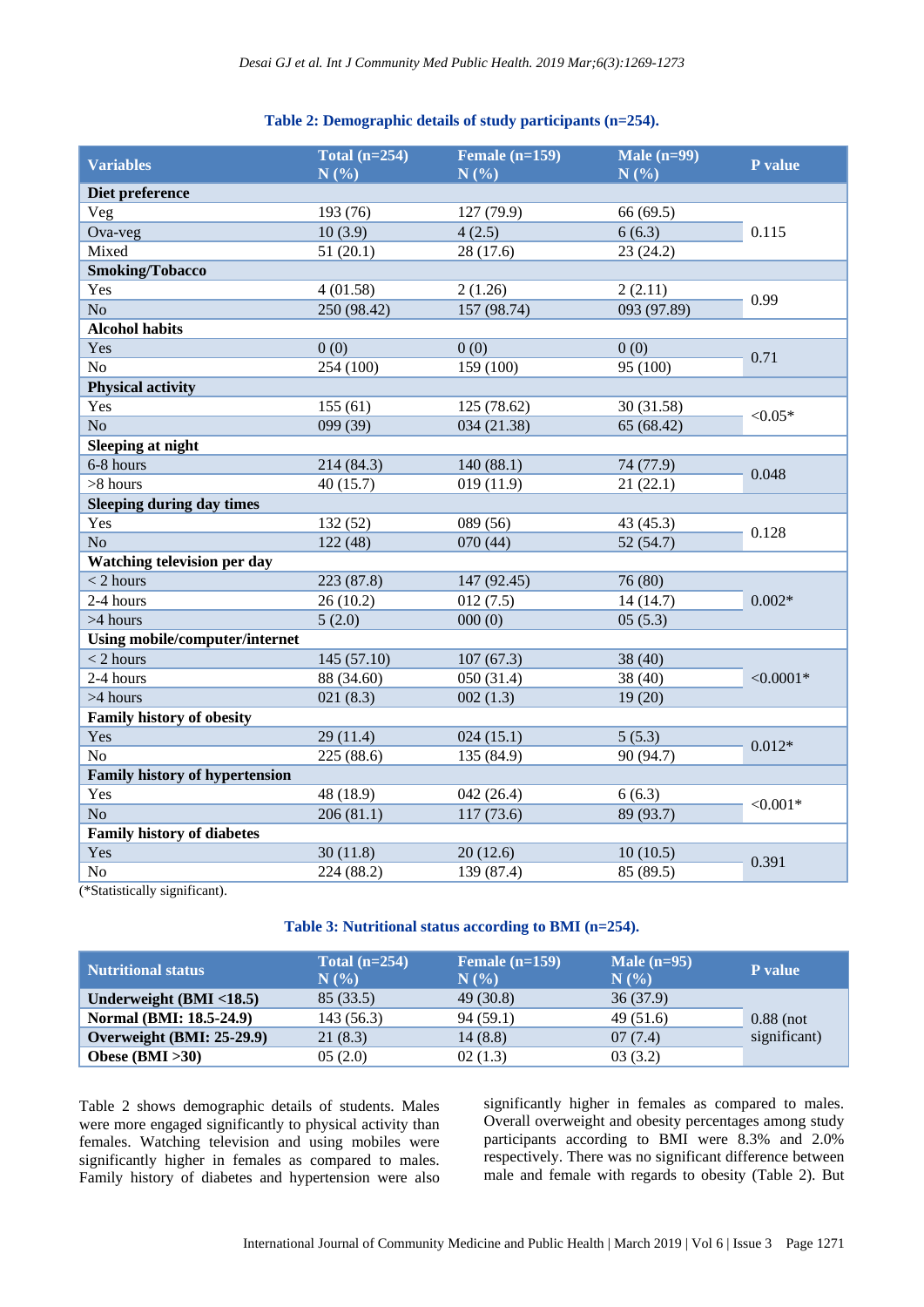**Table 2: Demographic details of study participants (n=254).**

| Variables | Total (n=254) N (%) | Female (n=159) N (%) | Male (n=99) N (%) | P value |
|---|---|---|---|---|
| **Diet preference** | | | | |
| Veg | 193 (76) | 127 (79.9) | 66 (69.5) | 0.115 |
| Ova-veg | 10 (3.9) | 4 (2.5) | 6 (6.3) | |
| Mixed | 51 (20.1) | 28 (17.6) | 23 (24.2) | |
| **Smoking/Tobacco** | | | | |
| Yes | 4 (01.58) | 2 (1.26) | 2 (2.11) | 0.99 |
| No | 250 (98.42) | 157 (98.74) | 093 (97.89) | |
| **Alcohol habits** | | | | |
| Yes | 0 (0) | 0 (0) | 0 (0) | 0.71 |
| No | 254 (100) | 159 (100) | 95 (100) | |
| **Physical activity** | | | | |
| Yes | 155 (61) | 125 (78.62) | 30 (31.58) | <0.05* |
| No | 099 (39) | 034 (21.38) | 65 (68.42) | |
| **Sleeping at night** | | | | |
| 6-8 hours | 214 (84.3) | 140 (88.1) | 74 (77.9) | 0.048 |
| >8 hours | 40 (15.7) | 019 (11.9) | 21 (22.1) | |
| **Sleeping during day times** | | | | |
| Yes | 132 (52) | 089 (56) | 43 (45.3) | 0.128 |
| No | 122 (48) | 070 (44) | 52 (54.7) | |
| **Watching television per day** | | | | |
| < 2 hours | 223 (87.8) | 147 (92.45) | 76 (80) | 0.002* |
| 2-4 hours | 26 (10.2) | 012 (7.5) | 14 (14.7) | |
| >4 hours | 5 (2.0) | 000 (0) | 05 (5.3) | |
| **Using mobile/computer/internet** | | | | |
| < 2 hours | 145 (57.10) | 107 (67.3) | 38 (40) | <0.0001* |
| 2-4 hours | 88 (34.60) | 050 (31.4) | 38 (40) | |
| >4 hours | 021 (8.3) | 002 (1.3) | 19 (20) | |
| **Family history of obesity** | | | | |
| Yes | 29 (11.4) | 024 (15.1) | 5 (5.3) | 0.012* |
| No | 225 (88.6) | 135 (84.9) | 90 (94.7) | |
| **Family history of hypertension** | | | | |
| Yes | 48 (18.9) | 042 (26.4) | 6 (6.3) | <0.001* |
| No | 206 (81.1) | 117 (73.6) | 89 (93.7) | |
| **Family history of diabetes** | | | | |
| Yes | 30 (11.8) | 20 (12.6) | 10 (10.5) | 0.391 |
| No | 224 (88.2) | 139 (87.4) | 85 (89.5) | |

(*Statistically significant).

**Table 3: Nutritional status according to BMI (n=254).**

| Nutritional status | Total (n=254) N (%) | Female (n=159) N (%) | Male (n=95) N (%) | P value |
|---|---|---|---|---|
| **Underweight (BMI <18.5)** | 85 (33.5) | 49 (30.8) | 36 (37.9) | 0.88 (not significant) |
| **Normal (BMI: 18.5-24.9)** | 143 (56.3) | 94 (59.1) | 49 (51.6) | |
| **Overweight (BMI: 25-29.9)** | 21 (8.3) | 14 (8.8) | 07 (7.4) | |
| **Obese (BMI >30)** | 05 (2.0) | 02 (1.3) | 03 (3.2) | |

Table 2 shows demographic details of students. Males were more engaged significantly to physical activity than females. Watching television and using mobiles were significantly higher in females as compared to males. Family history of diabetes and hypertension were also significantly higher in females as compared to males. Overall overweight and obesity percentages among study participants according to BMI were 8.3% and 2.0% respectively. There was no significant difference between male and female with regards to obesity (Table 2). But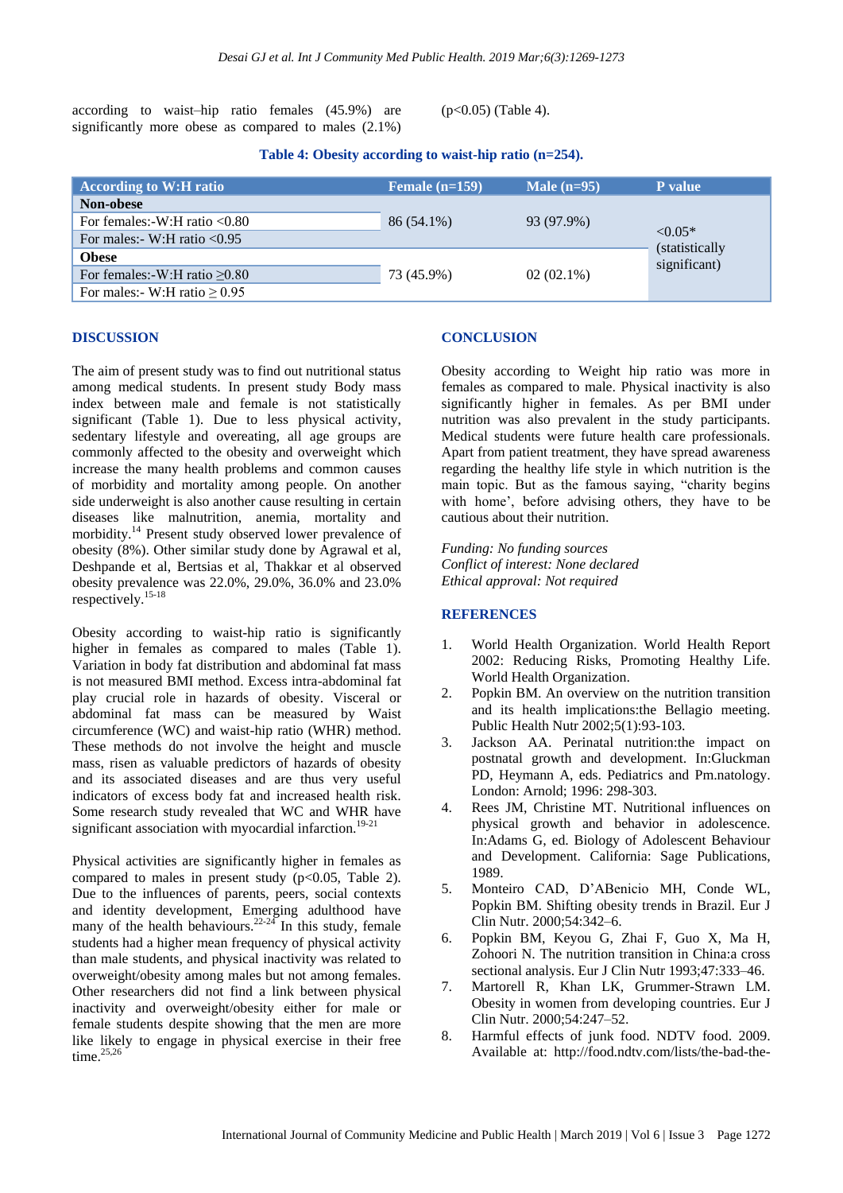according to waist–hip ratio females (45.9%) are significantly more obese as compared to males (2.1%) ($p<0.05$) (Table 4).

**Table 4: Obesity according to waist-hip ratio (n=254).**

| According to W:H ratio | Female (n=159) | Male (n=95) | P value |
|---|---|---|---|
| **Non-obese** | | | |
| For females:-W:H ratio <0.80 | 86 (54.1%) | 93 (97.9%) | <0.05* (statistically significant) |
| For males:- W:H ratio <0.95 | | | |
| **Obese** | | | |
| For females:-W:H ratio ≥0.80 | 73 (45.9%) | 02 (02.1%) | |
| For males:- W:H ratio ≥ 0.95 | | | |

## DISCUSSION

The aim of present study was to find out nutritional status among medical students. In present study Body mass index between male and female is not statistically significant (Table 1). Due to less physical activity, sedentary lifestyle and overeating, all age groups are commonly affected to the obesity and overweight which increase the many health problems and common causes of morbidity and mortality among people. On another side underweight is also another cause resulting in certain diseases like malnutrition, anemia, mortality and morbidity.[14] Present study observed lower prevalence of obesity (8%). Other similar study done by Agrawal et al, Deshpande et al, Bertsias et al, Thakkar et al observed obesity prevalence was 22.0%, 29.0%, 36.0% and 23.0% respectively.[15-18]

Obesity according to waist-hip ratio is significantly higher in females as compared to males (Table 1). Variation in body fat distribution and abdominal fat mass is not measured BMI method. Excess intra-abdominal fat play crucial role in hazards of obesity. Visceral or abdominal fat mass can be measured by Waist circumference (WC) and waist-hip ratio (WHR) method. These methods do not involve the height and muscle mass, risen as valuable predictors of hazards of obesity and its associated diseases and are thus very useful indicators of excess body fat and increased health risk. Some research study revealed that WC and WHR have significant association with myocardial infarction.[19-21]

Physical activities are significantly higher in females as compared to males in present study ($p<0.05$, Table 2). Due to the influences of parents, peers, social contexts and identity development, Emerging adulthood have many of the health behaviours.[22-24] In this study, female students had a higher mean frequency of physical activity than male students, and physical inactivity was related to overweight/obesity among males but not among females. Other researchers did not find a link between physical inactivity and overweight/obesity either for male or female students despite showing that the men are more like likely to engage in physical exercise in their free time.[25,26]

## CONCLUSION

Obesity according to Weight hip ratio was more in females as compared to male. Physical inactivity is also significantly higher in females. As per BMI under nutrition was also prevalent in the study participants. Medical students were future health care professionals. Apart from patient treatment, they have spread awareness regarding the healthy life style in which nutrition is the main topic. But as the famous saying, "charity begins with home', before advising others, they have to be cautious about their nutrition.

*Funding: No funding sources*
*Conflict of interest: None declared*
*Ethical approval: Not required*

## REFERENCES

1. World Health Organization. World Health Report 2002: Reducing Risks, Promoting Healthy Life. World Health Organization.
2. Popkin BM. An overview on the nutrition transition and its health implications:the Bellagio meeting. Public Health Nutr 2002;5(1):93-103.
3. Jackson AA. Perinatal nutrition:the impact on postnatal growth and development. In:Gluckman PD, Heymann A, eds. Pediatrics and Pm.natology. London: Arnold; 1996: 298-303.
4. Rees JM, Christine MT. Nutritional influences on physical growth and behavior in adolescence. In:Adams G, ed. Biology of Adolescent Behaviour and Development. California: Sage Publications, 1989.
5. Monteiro CAD, D'ABenicio MH, Conde WL, Popkin BM. Shifting obesity trends in Brazil. Eur J Clin Nutr. 2000;54:342–6.
6. Popkin BM, Keyou G, Zhai F, Guo X, Ma H, Zohoori N. The nutrition transition in China:a cross sectional analysis. Eur J Clin Nutr 1993;47:333–46.
7. Martorell R, Khan LK, Grummer-Strawn LM. Obesity in women from developing countries. Eur J Clin Nutr. 2000;54:247–52.
8. Harmful effects of junk food. NDTV food. 2009. Available at: http://food.ndtv.com/lists/the-bad-the-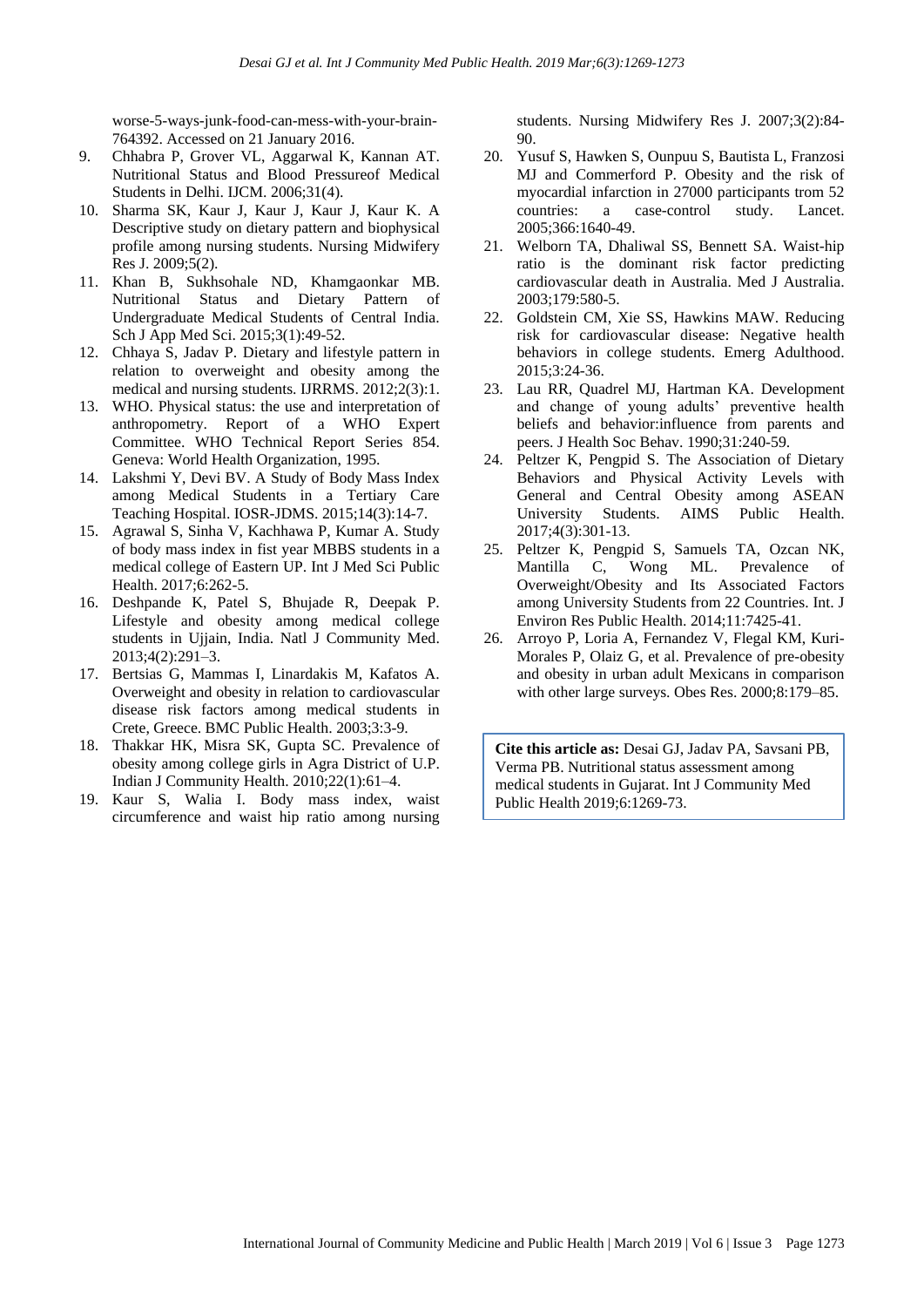worse-5-ways-junk-food-can-mess-with-your-brain-764392. Accessed on 21 January 2016.

9. Chhabra P, Grover VL, Aggarwal K, Kannan AT. Nutritional Status and Blood Pressureof Medical Students in Delhi. IJCM. 2006;31(4).
10. Sharma SK, Kaur J, Kaur J, Kaur J, Kaur K. A Descriptive study on dietary pattern and biophysical profile among nursing students. Nursing Midwifery Res J. 2009;5(2).
11. Khan B, Sukhsohale ND, Khamgaonkar MB. Nutritional Status and Dietary Pattern of Undergraduate Medical Students of Central India. Sch J App Med Sci. 2015;3(1):49-52.
12. Chhaya S, Jadav P. Dietary and lifestyle pattern in relation to overweight and obesity among the medical and nursing students. IJRRMS. 2012;2(3):1.
13. WHO. Physical status: the use and interpretation of anthropometry. Report of a WHO Expert Committee. WHO Technical Report Series 854. Geneva: World Health Organization, 1995.
14. Lakshmi Y, Devi BV. A Study of Body Mass Index among Medical Students in a Tertiary Care Teaching Hospital. IOSR-JDMS. 2015;14(3):14-7.
15. Agrawal S, Sinha V, Kachhawa P, Kumar A. Study of body mass index in fist year MBBS students in a medical college of Eastern UP. Int J Med Sci Public Health. 2017;6:262-5.
16. Deshpande K, Patel S, Bhujade R, Deepak P. Lifestyle and obesity among medical college students in Ujjain, India. Natl J Community Med. 2013;4(2):291–3.
17. Bertsias G, Mammas I, Linardakis M, Kafatos A. Overweight and obesity in relation to cardiovascular disease risk factors among medical students in Crete, Greece. BMC Public Health. 2003;3:3-9.
18. Thakkar HK, Misra SK, Gupta SC. Prevalence of obesity among college girls in Agra District of U.P. Indian J Community Health. 2010;22(1):61–4.
19. Kaur S, Walia I. Body mass index, waist circumference and waist hip ratio among nursing students. Nursing Midwifery Res J. 2007;3(2):84-90.
20. Yusuf S, Hawken S, Ounpuu S, Bautista L, Franzosi MJ and Commerford P. Obesity and the risk of myocardial infarction in 27000 participants trom 52 countries: a case-control study. Lancet. 2005;366:1640-49.
21. Welborn TA, Dhaliwal SS, Bennett SA. Waist-hip ratio is the dominant risk factor predicting cardiovascular death in Australia. Med J Australia. 2003;179:580-5.
22. Goldstein CM, Xie SS, Hawkins MAW. Reducing risk for cardiovascular disease: Negative health behaviors in college students. Emerg Adulthood. 2015;3:24-36.
23. Lau RR, Quadrel MJ, Hartman KA. Development and change of young adults' preventive health beliefs and behavior:influence from parents and peers. J Health Soc Behav. 1990;31:240-59.
24. Peltzer K, Pengpid S. The Association of Dietary Behaviors and Physical Activity Levels with General and Central Obesity among ASEAN University Students. AIMS Public Health. 2017;4(3):301-13.
25. Peltzer K, Pengpid S, Samuels TA, Ozcan NK, Mantilla C, Wong ML. Prevalence of Overweight/Obesity and Its Associated Factors among University Students from 22 Countries. Int. J Environ Res Public Health. 2014;11:7425-41.
26. Arroyo P, Loria A, Fernandez V, Flegal KM, Kuri-Morales P, Olaiz G, et al. Prevalence of pre-obesity and obesity in urban adult Mexicans in comparison with other large surveys. Obes Res. 2000;8:179–85.

**Cite this article as:** Desai GJ, Jadav PA, Savsani PB, Verma PB. Nutritional status assessment among medical students in Gujarat. Int J Community Med Public Health 2019;6:1269-73.